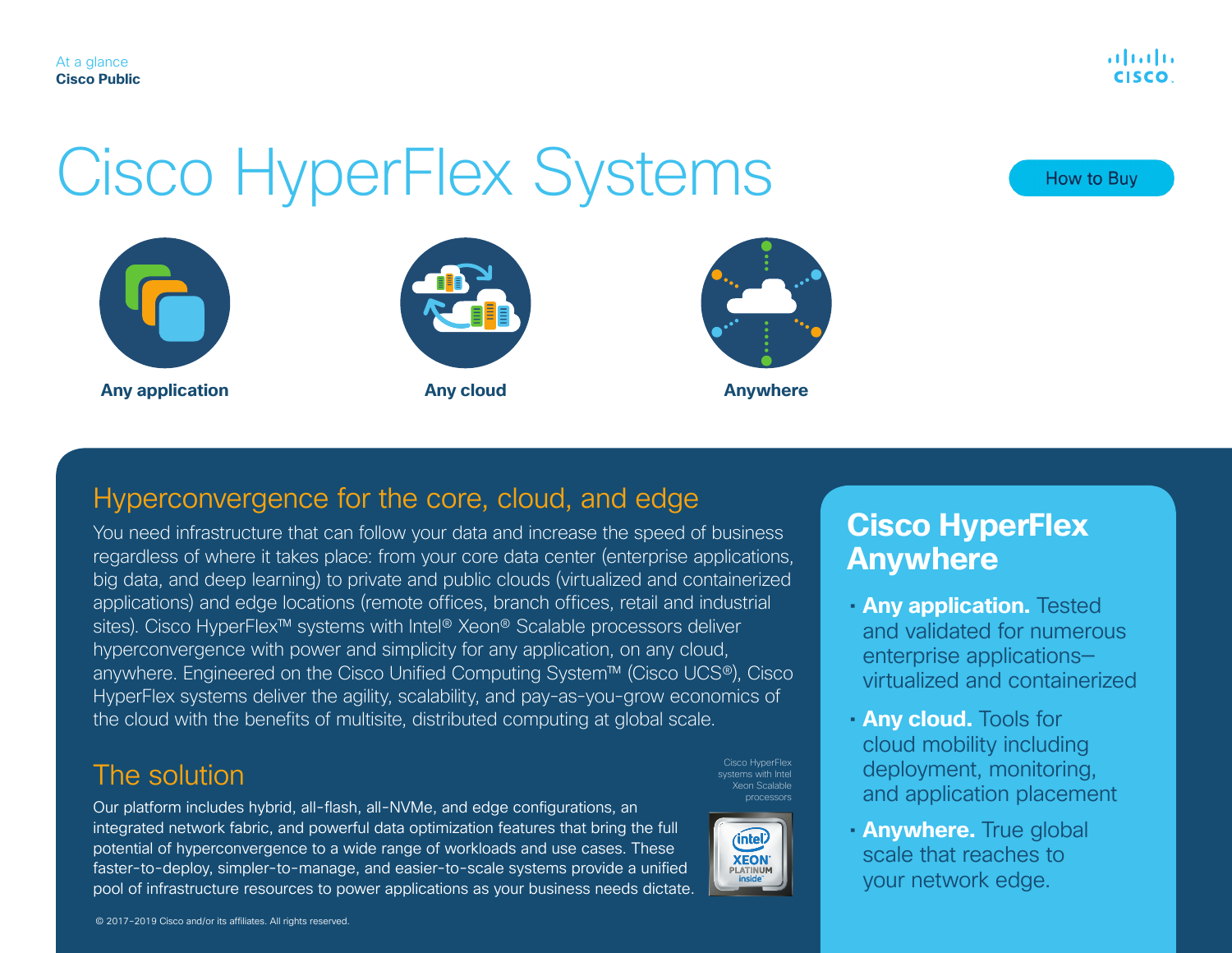At a glance
Cisco Public

# Cisco HyperFlex Systems

How to Buy

**Any application**

**Any cloud**

**Anywhere**

## Hyperconvergence for the core, cloud, and edge

You need infrastructure that can follow your data and increase the speed of business regardless of where it takes place: from your core data center (enterprise applications, big data, and deep learning) to private and public clouds (virtualized and containerized applications) and edge locations (remote offices, branch offices, retail and industrial sites). Cisco HyperFlex™ systems with Intel® Xeon® Scalable processors deliver hyperconvergence with power and simplicity for any application, on any cloud, anywhere. Engineered on the Cisco Unified Computing System™ (Cisco UCS®), Cisco HyperFlex systems deliver the agility, scalability, and pay-as-you-grow economics of the cloud with the benefits of multisite, distributed computing at global scale.

## The solution

Our platform includes hybrid, all-flash, all-NVMe, and edge configurations, an integrated network fabric, and powerful data optimization features that bring the full potential of hyperconvergence to a wide range of workloads and use cases. These faster-to-deploy, simpler-to-manage, and easier-to-scale systems provide a unified pool of infrastructure resources to power applications as your business needs dictate.

Cisco HyperFlex systems with Intel Xeon Scalable processors

© 2017–2019 Cisco and/or its affiliates. All rights reserved.

## Cisco HyperFlex Anywhere

- **Any application.** Tested and validated for numerous enterprise applications–virtualized and containerized
- **Any cloud.** Tools for cloud mobility including deployment, monitoring, and application placement
- **Anywhere.** True global scale that reaches to your network edge.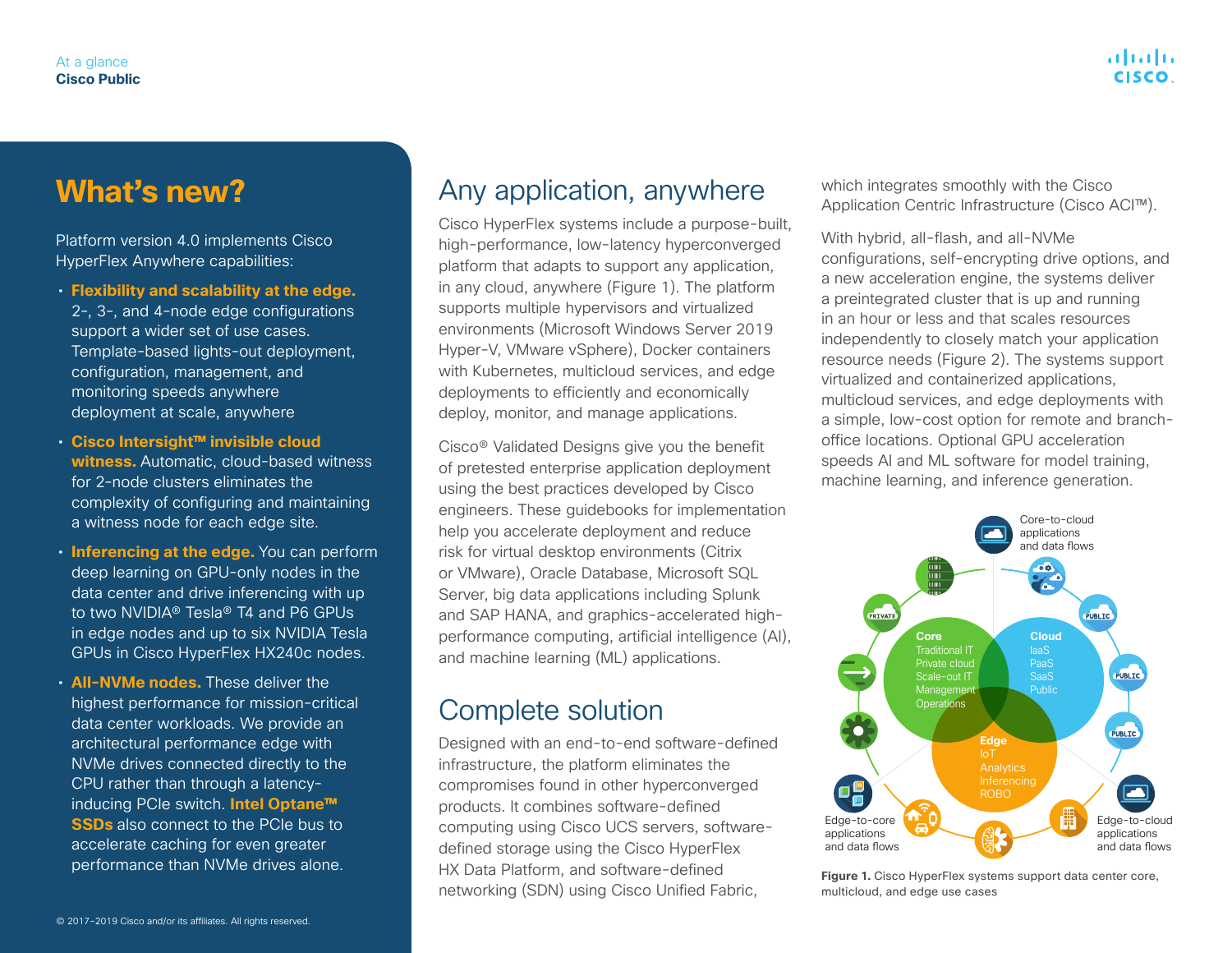## What's new?

Platform version 4.0 implements Cisco HyperFlex Anywhere capabilities:

- **Flexibility and scalability at the edge.** 2-, 3-, and 4-node edge configurations support a wider set of use cases. Template-based lights-out deployment, configuration, management, and monitoring speeds anywhere deployment at scale, anywhere
- **Cisco Intersight™ invisible cloud witness.** Automatic, cloud-based witness for 2-node clusters eliminates the complexity of configuring and maintaining a witness node for each edge site.
- **Inferencing at the edge.** You can perform deep learning on GPU-only nodes in the data center and drive inferencing with up to two NVIDIA® Tesla® T4 and P6 GPUs in edge nodes and up to six NVIDIA Tesla GPUs in Cisco HyperFlex HX240c nodes.
- **All-NVMe nodes.** These deliver the highest performance for mission-critical data center workloads. We provide an architectural performance edge with NVMe drives connected directly to the CPU rather than through a latency-inducing PCIe switch. **Intel Optane™ SSDs** also connect to the PCIe bus to accelerate caching for even greater performance than NVMe drives alone.

## Any application, anywhere

Cisco HyperFlex systems include a purpose-built, high-performance, low-latency hyperconverged platform that adapts to support any application, in any cloud, anywhere (Figure 1). The platform supports multiple hypervisors and virtualized environments (Microsoft Windows Server 2019 Hyper-V, VMware vSphere), Docker containers with Kubernetes, multicloud services, and edge deployments to efficiently and economically deploy, monitor, and manage applications.

Cisco® Validated Designs give you the benefit of pretested enterprise application deployment using the best practices developed by Cisco engineers. These guidebooks for implementation help you accelerate deployment and reduce risk for virtual desktop environments (Citrix or VMware), Oracle Database, Microsoft SQL Server, big data applications including Splunk and SAP HANA, and graphics-accelerated high-performance computing, artificial intelligence (AI), and machine learning (ML) applications.

## Complete solution

Designed with an end-to-end software-defined infrastructure, the platform eliminates the compromises found in other hyperconverged products. It combines software-defined computing using Cisco UCS servers, software-defined storage using the Cisco HyperFlex HX Data Platform, and software-defined networking (SDN) using Cisco Unified Fabric, which integrates smoothly with the Cisco Application Centric Infrastructure (Cisco ACI™).

With hybrid, all-flash, and all-NVMe configurations, self-encrypting drive options, and a new acceleration engine, the systems deliver a preintegrated cluster that is up and running in an hour or less and that scales resources independently to closely match your application resource needs (Figure 2). The systems support virtualized and containerized applications, multicloud services, and edge deployments with a simple, low-cost option for remote and branch-office locations. Optional GPU acceleration speeds AI and ML software for model training, machine learning, and inference generation.

**Figure 1.** Cisco HyperFlex systems support data center core, multicloud, and edge use cases

© 2017–2019 Cisco and/or its affiliates. All rights reserved.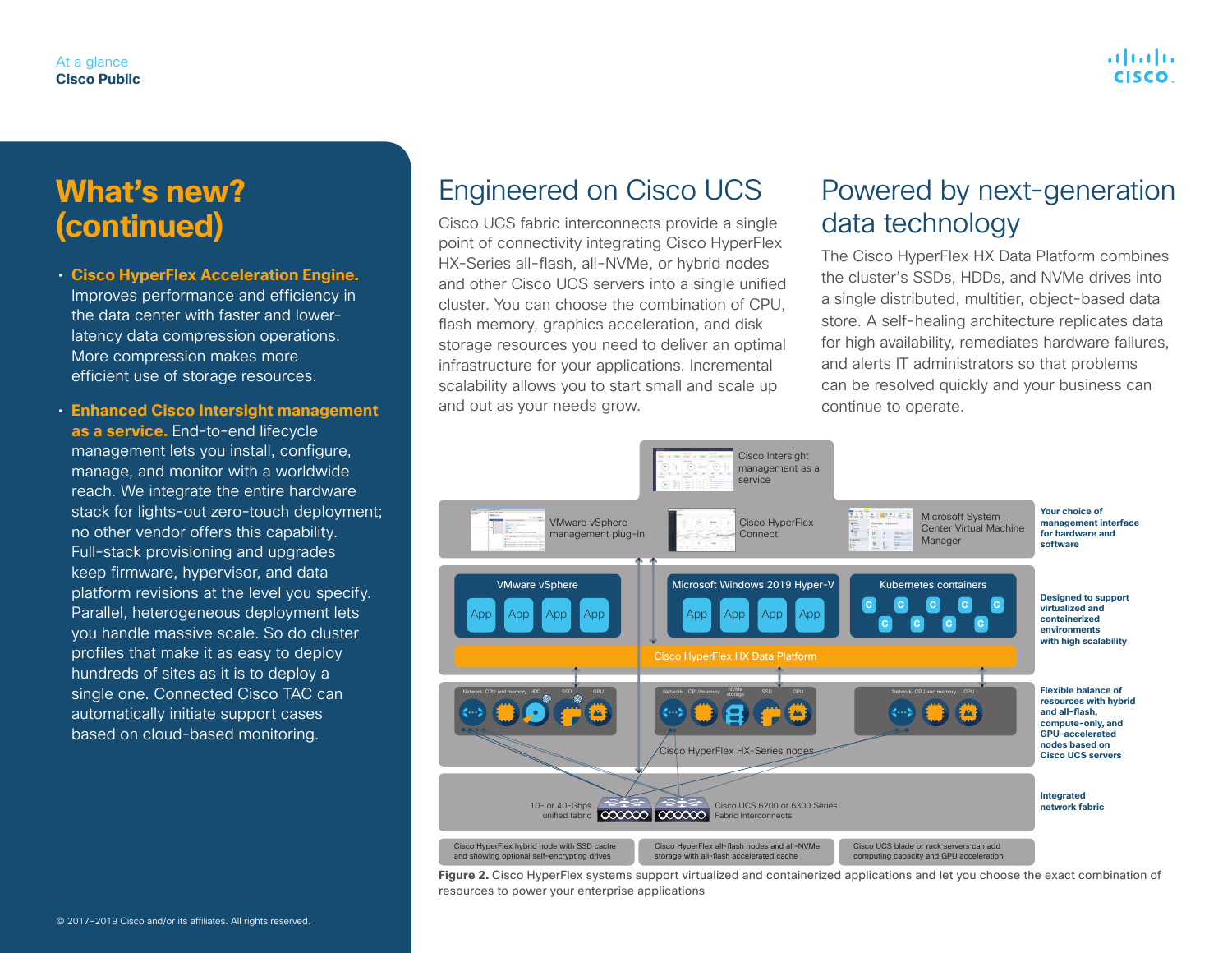# What's new? (continued)

- **Cisco HyperFlex Acceleration Engine.** Improves performance and efficiency in the data center with faster and lower-latency data compression operations. More compression makes more efficient use of storage resources.
- **Enhanced Cisco Intersight management as a service.** End-to-end lifecycle management lets you install, configure, manage, and monitor with a worldwide reach. We integrate the entire hardware stack for lights-out zero-touch deployment; no other vendor offers this capability. Full-stack provisioning and upgrades keep firmware, hypervisor, and data platform revisions at the level you specify. Parallel, heterogeneous deployment lets you handle massive scale. So do cluster profiles that make it as easy to deploy hundreds of sites as it is to deploy a single one. Connected Cisco TAC can automatically initiate support cases based on cloud-based monitoring.

© 2017–2019 Cisco and/or its affiliates. All rights reserved.

## Engineered on Cisco UCS

Cisco UCS fabric interconnects provide a single point of connectivity integrating Cisco HyperFlex HX-Series all-flash, all-NVMe, or hybrid nodes and other Cisco UCS servers into a single unified cluster. You can choose the combination of CPU, flash memory, graphics acceleration, and disk storage resources you need to deliver an optimal infrastructure for your applications. Incremental scalability allows you to start small and scale up and out as your needs grow.

## Powered by next-generation data technology

The Cisco HyperFlex HX Data Platform combines the cluster's SSDs, HDDs, and NVMe drives into a single distributed, multitier, object-based data store. A self-healing architecture replicates data for high availability, remediates hardware failures, and alerts IT administrators so that problems can be resolved quickly and your business can continue to operate.

Cisco Intersight management as a service

VMware vSphere management plug-in | Cisco HyperFlex Connect | Microsoft System Center Virtual Machine Manager — **Your choice of management interface for hardware and software**

VMware vSphere (App App App App) | Microsoft Windows 2019 Hyper-V (App App App App) | Kubernetes containers (C C C C C C C C C) — **Designed to support virtualized and containerized environments with high scalability**

Cisco HyperFlex HX Data Platform

Network, CPU and memory, HDD, SSD, GPU | Network, CPU/memory, NVMe storage, SSD, GPU | Network, CPU and memory, GPU

Cisco HyperFlex HX-Series nodes — **Flexible balance of resources with hybrid and all-flash, compute-only, and GPU-accelerated nodes based on Cisco UCS servers**

10- or 40-Gbps unified fabric — Cisco UCS 6200 or 6300 Series Fabric Interconnects — **Integrated network fabric**

Cisco HyperFlex hybrid node with SSD cache and showing optional self-encrypting drives | Cisco HyperFlex all-flash nodes and all-NVMe storage with all-flash accelerated cache | Cisco UCS blade or rack servers can add computing capacity and GPU acceleration

**Figure 2.** Cisco HyperFlex systems support virtualized and containerized applications and let you choose the exact combination of resources to power your enterprise applications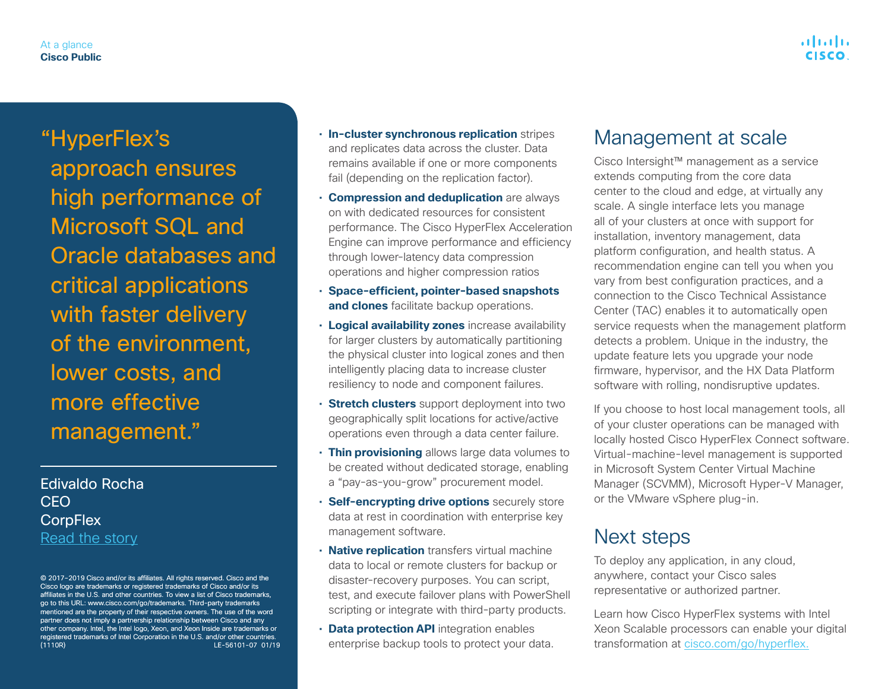> "HyperFlex's approach ensures high performance of Microsoft SQL and Oracle databases and critical applications with faster delivery of the environment, lower costs, and more effective management."

Edivaldo Rocha
CEO
CorpFlex
Read the story

© 2017–2019 Cisco and/or its affiliates. All rights reserved. Cisco and the Cisco logo are trademarks or registered trademarks of Cisco and/or its affiliates in the U.S. and other countries. To view a list of Cisco trademarks, go to this URL: www.cisco.com/go/trademarks. Third-party trademarks mentioned are the property of their respective owners. The use of the word partner does not imply a partnership relationship between Cisco and any other company. Intel, the Intel logo, Xeon, and Xeon Inside are trademarks or registered trademarks of Intel Corporation in the U.S. and/or other countries. (1110R) LE-56101-07 01/19

- **In-cluster synchronous replication** stripes and replicates data across the cluster. Data remains available if one or more components fail (depending on the replication factor).
- **Compression and deduplication** are always on with dedicated resources for consistent performance. The Cisco HyperFlex Acceleration Engine can improve performance and efficiency through lower-latency data compression operations and higher compression ratios
- **Space-efficient, pointer-based snapshots and clones** facilitate backup operations.
- **Logical availability zones** increase availability for larger clusters by automatically partitioning the physical cluster into logical zones and then intelligently placing data to increase cluster resiliency to node and component failures.
- **Stretch clusters** support deployment into two geographically split locations for active/active operations even through a data center failure.
- **Thin provisioning** allows large data volumes to be created without dedicated storage, enabling a "pay-as-you-grow" procurement model.
- **Self-encrypting drive options** securely store data at rest in coordination with enterprise key management software.
- **Native replication** transfers virtual machine data to local or remote clusters for backup or disaster-recovery purposes. You can script, test, and execute failover plans with PowerShell scripting or integrate with third-party products.
- **Data protection API** integration enables enterprise backup tools to protect your data.

## Management at scale

Cisco Intersight™ management as a service extends computing from the core data center to the cloud and edge, at virtually any scale. A single interface lets you manage all of your clusters at once with support for installation, inventory management, data platform configuration, and health status. A recommendation engine can tell you when you vary from best configuration practices, and a connection to the Cisco Technical Assistance Center (TAC) enables it to automatically open service requests when the management platform detects a problem. Unique in the industry, the update feature lets you upgrade your node firmware, hypervisor, and the HX Data Platform software with rolling, nondisruptive updates.

If you choose to host local management tools, all of your cluster operations can be managed with locally hosted Cisco HyperFlex Connect software. Virtual-machine-level management is supported in Microsoft System Center Virtual Machine Manager (SCVMM), Microsoft Hyper-V Manager, or the VMware vSphere plug-in.

## Next steps

To deploy any application, in any cloud, anywhere, contact your Cisco sales representative or authorized partner.

Learn how Cisco HyperFlex systems with Intel Xeon Scalable processors can enable your digital transformation at cisco.com/go/hyperflex.